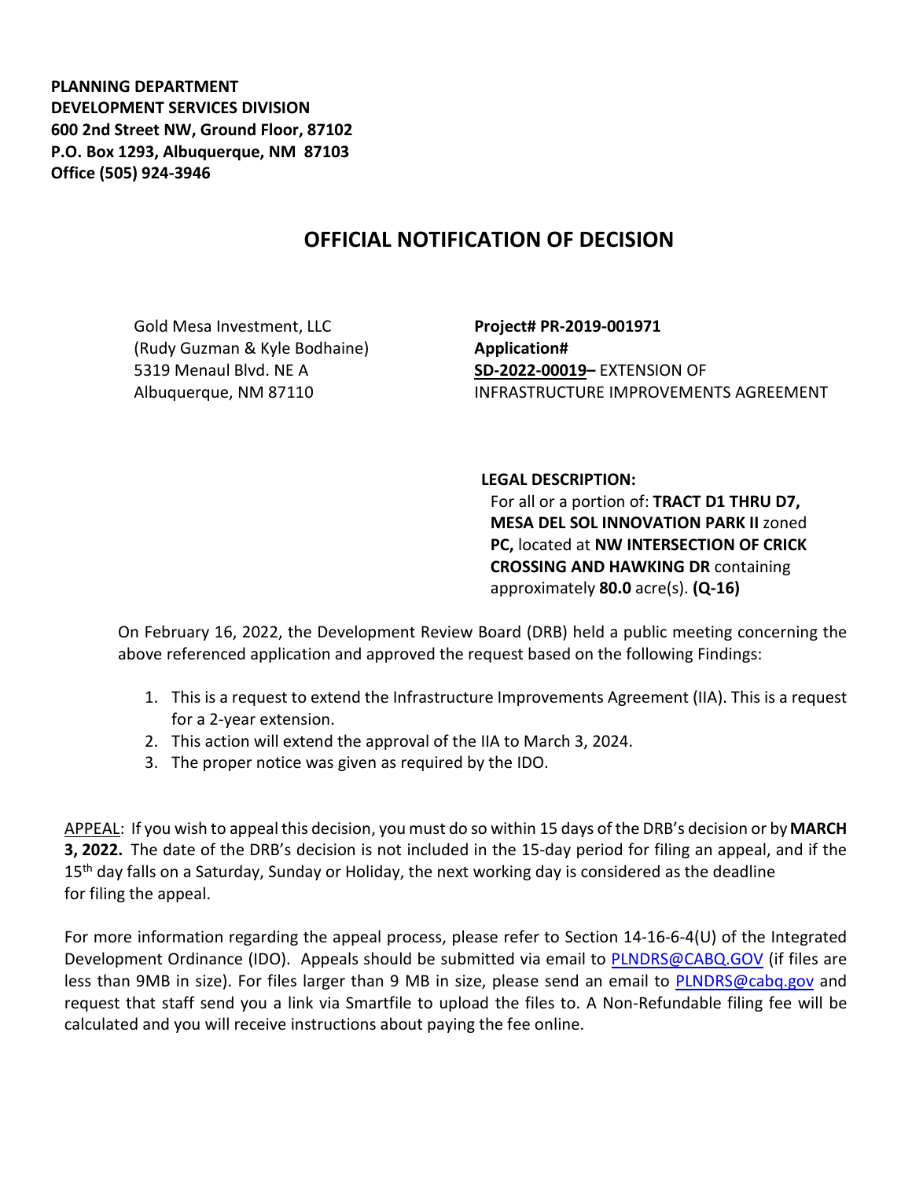**PLANNING DEPARTMENT**
**DEVELOPMENT SERVICES DIVISION**
**600 2nd Street NW, Ground Floor, 87102**
**P.O. Box 1293, Albuquerque, NM 87103**
**Office (505) 924-3946**

# OFFICIAL NOTIFICATION OF DECISION

Gold Mesa Investment, LLC
(Rudy Guzman & Kyle Bodhaine)
5319 Menaul Blvd. NE A
Albuquerque, NM 87110

**Project# PR-2019-001971**
**Application#**
**SD-2022-00019–** EXTENSION OF INFRASTRUCTURE IMPROVEMENTS AGREEMENT

**LEGAL DESCRIPTION:**
For all or a portion of: **TRACT D1 THRU D7, MESA DEL SOL INNOVATION PARK II** zoned **PC,** located at **NW INTERSECTION OF CRICK CROSSING AND HAWKING DR** containing approximately **80.0** acre(s). **(Q-16)**

On February 16, 2022, the Development Review Board (DRB) held a public meeting concerning the above referenced application and approved the request based on the following Findings:

1. This is a request to extend the Infrastructure Improvements Agreement (IIA). This is a request for a 2-year extension.
2. This action will extend the approval of the IIA to March 3, 2024.
3. The proper notice was given as required by the IDO.

APPEAL: If you wish to appeal this decision, you must do so within 15 days of the DRB's decision or by **MARCH 3, 2022.** The date of the DRB's decision is not included in the 15-day period for filing an appeal, and if the 15th day falls on a Saturday, Sunday or Holiday, the next working day is considered as the deadline for filing the appeal.

For more information regarding the appeal process, please refer to Section 14-16-6-4(U) of the Integrated Development Ordinance (IDO). Appeals should be submitted via email to PLNDRS@CABQ.GOV (if files are less than 9MB in size). For files larger than 9 MB in size, please send an email to PLNDRS@cabq.gov and request that staff send you a link via Smartfile to upload the files to. A Non-Refundable filing fee will be calculated and you will receive instructions about paying the fee online.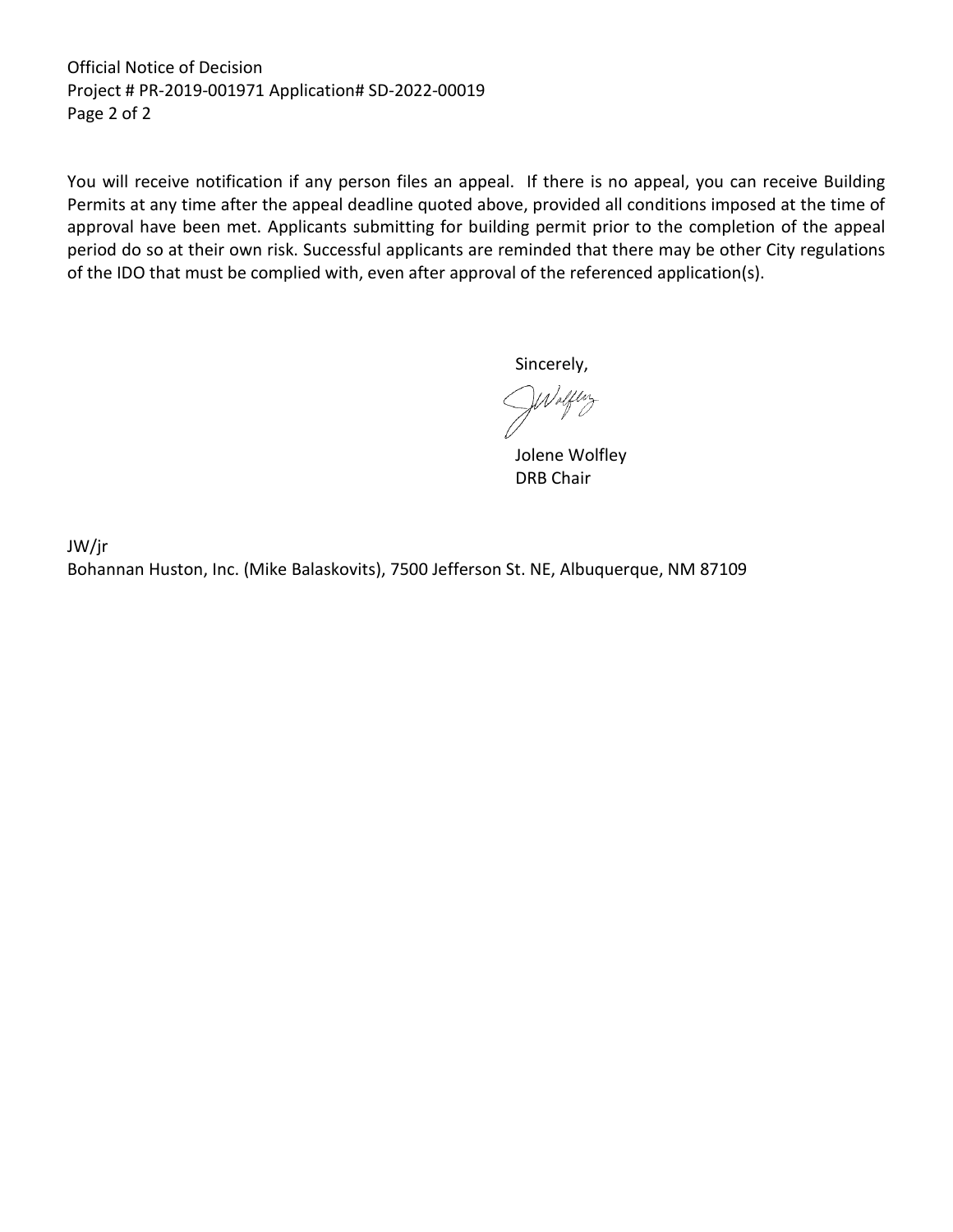You will receive notification if any person files an appeal. If there is no appeal, you can receive Building Permits at any time after the appeal deadline quoted above, provided all conditions imposed at the time of approval have been met. Applicants submitting for building permit prior to the completion of the appeal period do so at their own risk. Successful applicants are reminded that there may be other City regulations of the IDO that must be complied with, even after approval of the referenced application(s).

Sincerely,

Jolene Wolfley
DRB Chair

JW/jr
Bohannan Huston, Inc. (Mike Balaskovits), 7500 Jefferson St. NE, Albuquerque, NM 87109